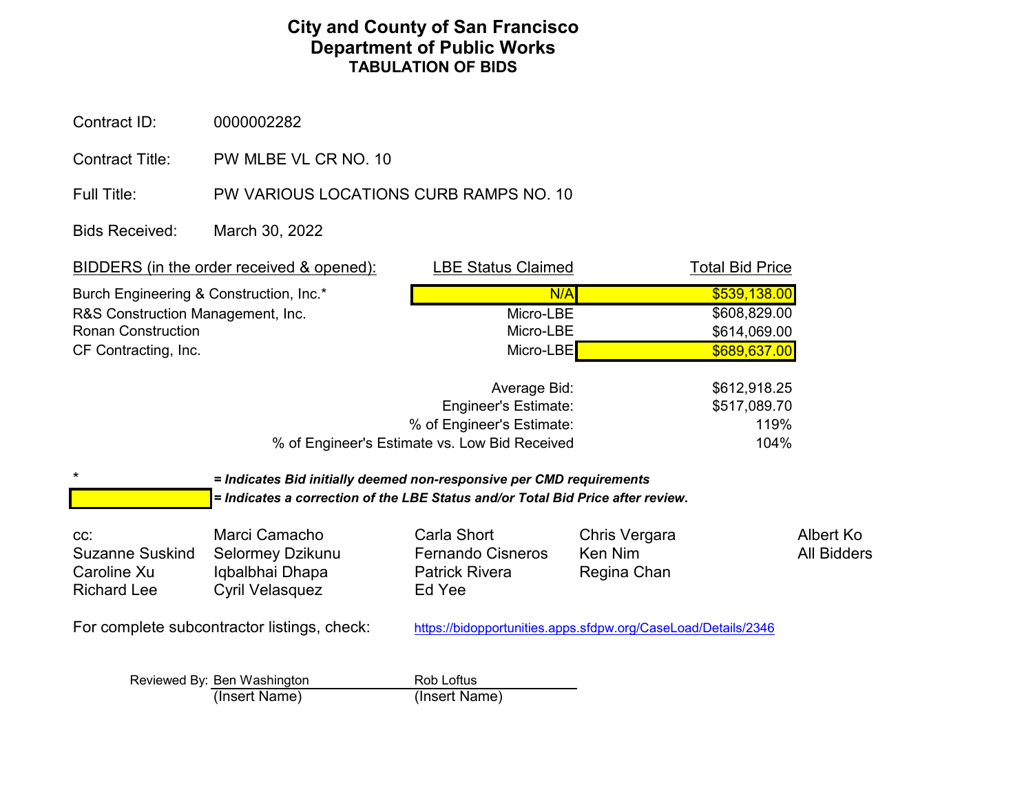# City and County of San Francisco
## Department of Public Works
### TABULATION OF BIDS

Contract ID: 0000002282

Contract Title: PW MLBE VL CR NO. 10

Full Title: PW VARIOUS LOCATIONS CURB RAMPS NO. 10

Bids Received: March 30, 2022

| BIDDERS (in the order received & opened): | LBE Status Claimed | Total Bid Price |
|---|---|---|
| Burch Engineering & Construction, Inc.* | N/A | $539,138.00 |
| R&S Construction Management, Inc. | Micro-LBE | $608,829.00 |
| Ronan Construction | Micro-LBE | $614,069.00 |
| CF Contracting, Inc. | Micro-LBE | $689,637.00 |
| | Average Bid: | $612,918.25 |
| | Engineer's Estimate: | $517,089.70 |
| | % of Engineer's Estimate: | 119% |
| | % of Engineer's Estimate vs. Low Bid Received | 104% |

\* ***= Indicates Bid initially deemed non-responsive per CMD requirements***

[highlighted] ***= Indicates a correction of the LBE Status and/or Total Bid Price after review.***

cc:
Marci Camacho, Carla Short, Chris Vergara, Albert Ko
Suzanne Suskind, Selormey Dzikunu, Fernando Cisneros, Ken Nim, All Bidders
Caroline Xu, Iqbalbhai Dhapa, Patrick Rivera, Regina Chan
Richard Lee, Cyril Velasquez, Ed Yee

For complete subcontractor listings, check: https://bidopportunities.apps.sfdpw.org/CaseLoad/Details/2346

Reviewed By: Ben Washington (Insert Name) Rob Loftus (Insert Name)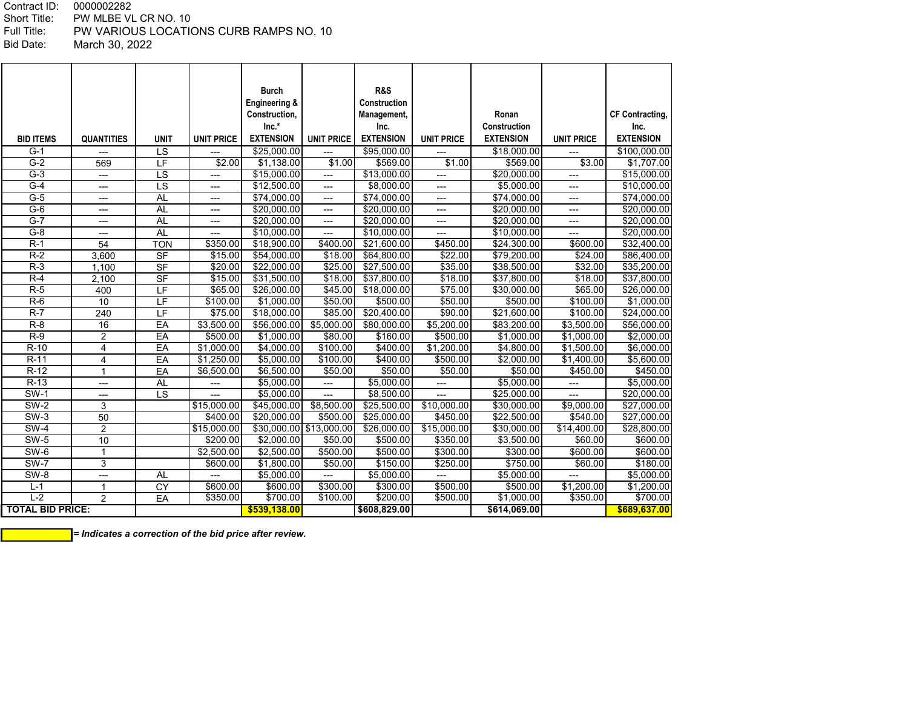Contract ID: 0000002282
Short Title: PW MLBE VL CR NO. 10
Full Title: PW VARIOUS LOCATIONS CURB RAMPS NO. 10
Bid Date: March 30, 2022

| BID ITEMS | QUANTITIES | UNIT | UNIT PRICE | Burch Engineering & Construction, Inc.* EXTENSION | UNIT PRICE | R&S Construction Management, Inc. EXTENSION | UNIT PRICE | Ronan Construction EXTENSION | UNIT PRICE | CF Contracting, Inc. EXTENSION |
|---|---|---|---|---|---|---|---|---|---|---|
| G-1 | --- | LS | --- | $25,000.00 | --- | $95,000.00 | --- | $18,000.00 | --- | $100,000.00 |
| G-2 | 569 | LF | $2.00 | $1,138.00 | $1.00 | $569.00 | $1.00 | $569.00 | $3.00 | $1,707.00 |
| G-3 | --- | LS | --- | $15,000.00 | --- | $13,000.00 | --- | $20,000.00 | --- | $15,000.00 |
| G-4 | --- | LS | --- | $12,500.00 | --- | $8,000.00 | --- | $5,000.00 | --- | $10,000.00 |
| G-5 | --- | AL | --- | $74,000.00 | --- | $74,000.00 | --- | $74,000.00 | --- | $74,000.00 |
| G-6 | --- | AL | --- | $20,000.00 | --- | $20,000.00 | --- | $20,000.00 | --- | $20,000.00 |
| G-7 | --- | AL | --- | $20,000.00 | --- | $20,000.00 | --- | $20,000.00 | --- | $20,000.00 |
| G-8 | --- | AL | --- | $10,000.00 | --- | $10,000.00 | --- | $10,000.00 | --- | $20,000.00 |
| R-1 | 54 | TON | $350.00 | $18,900.00 | $400.00 | $21,600.00 | $450.00 | $24,300.00 | $600.00 | $32,400.00 |
| R-2 | 3,600 | SF | $15.00 | $54,000.00 | $18.00 | $64,800.00 | $22.00 | $79,200.00 | $24.00 | $86,400.00 |
| R-3 | 1,100 | SF | $20.00 | $22,000.00 | $25.00 | $27,500.00 | $35.00 | $38,500.00 | $32.00 | $35,200.00 |
| R-4 | 2,100 | SF | $15.00 | $31,500.00 | $18.00 | $37,800.00 | $18.00 | $37,800.00 | $18.00 | $37,800.00 |
| R-5 | 400 | LF | $65.00 | $26,000.00 | $45.00 | $18,000.00 | $75.00 | $30,000.00 | $65.00 | $26,000.00 |
| R-6 | 10 | LF | $100.00 | $1,000.00 | $50.00 | $500.00 | $50.00 | $500.00 | $100.00 | $1,000.00 |
| R-7 | 240 | LF | $75.00 | $18,000.00 | $85.00 | $20,400.00 | $90.00 | $21,600.00 | $100.00 | $24,000.00 |
| R-8 | 16 | EA | $3,500.00 | $56,000.00 | $5,000.00 | $80,000.00 | $5,200.00 | $83,200.00 | $3,500.00 | $56,000.00 |
| R-9 | 2 | EA | $500.00 | $1,000.00 | $80.00 | $160.00 | $500.00 | $1,000.00 | $1,000.00 | $2,000.00 |
| R-10 | 4 | EA | $1,000.00 | $4,000.00 | $100.00 | $400.00 | $1,200.00 | $4,800.00 | $1,500.00 | $6,000.00 |
| R-11 | 4 | EA | $1,250.00 | $5,000.00 | $100.00 | $400.00 | $500.00 | $2,000.00 | $1,400.00 | $5,600.00 |
| R-12 | 1 | EA | $6,500.00 | $6,500.00 | $50.00 | $50.00 | $50.00 | $50.00 | $450.00 | $450.00 |
| R-13 | --- | AL | --- | $5,000.00 | --- | $5,000.00 | --- | $5,000.00 | --- | $5,000.00 |
| SW-1 | --- | LS | --- | $5,000.00 | --- | $8,500.00 | --- | $25,000.00 | --- | $20,000.00 |
| SW-2 | 3 | | $15,000.00 | $45,000.00 | $8,500.00 | $25,500.00 | $10,000.00 | $30,000.00 | $9,000.00 | $27,000.00 |
| SW-3 | 50 | | $400.00 | $20,000.00 | $500.00 | $25,000.00 | $450.00 | $22,500.00 | $540.00 | $27,000.00 |
| SW-4 | 2 | | $15,000.00 | $30,000.00 | $13,000.00 | $26,000.00 | $15,000.00 | $30,000.00 | $14,400.00 | $28,800.00 |
| SW-5 | 10 | | $200.00 | $2,000.00 | $50.00 | $500.00 | $350.00 | $3,500.00 | $60.00 | $600.00 |
| SW-6 | 1 | | $2,500.00 | $2,500.00 | $500.00 | $500.00 | $300.00 | $300.00 | $600.00 | $600.00 |
| SW-7 | 3 | | $600.00 | $1,800.00 | $50.00 | $150.00 | $250.00 | $750.00 | $60.00 | $180.00 |
| SW-8 | --- | AL | --- | $5,000.00 | --- | $5,000.00 | --- | $5,000.00 | --- | $5,000.00 |
| L-1 | 1 | CY | $600.00 | $600.00 | $300.00 | $300.00 | $500.00 | $500.00 | $1,200.00 | $1,200.00 |
| L-2 | 2 | EA | $350.00 | $700.00 | $100.00 | $200.00 | $500.00 | $1,000.00 | $350.00 | $700.00 |
| **TOTAL BID PRICE:** | | | | **$539,138.00** | | **$608,829.00** | | **$614,069.00** | | **$689,637.00** |

***= Indicates a correction of the bid price after review.*** (highlighted cells: $539,138.00 and $689,637.00)